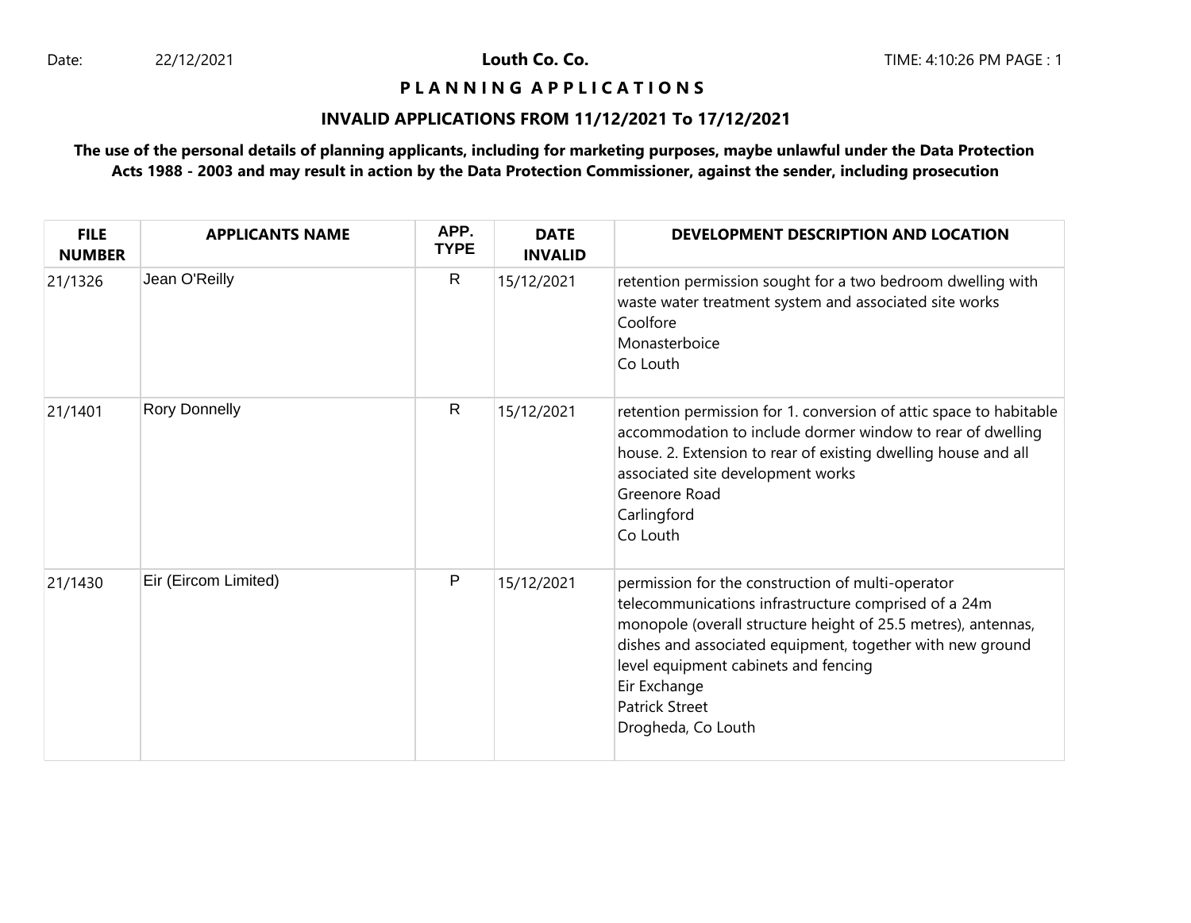Date: 22/12/2021

**Louth Co. Co.**

TIME: 4:10:26 PM PAGE : 1

# P L A N N I N G   A P P L I C A T I O N S

## INVALID APPLICATIONS FROM 11/12/2021 To 17/12/2021

**The use of the personal details of planning applicants, including for marketing purposes, maybe unlawful under the Data Protection Acts 1988 - 2003 and may result in action by the Data Protection Commissioner, against the sender, including prosecution**

| FILE NUMBER | APPLICANTS NAME | APP. TYPE | DATE INVALID | DEVELOPMENT DESCRIPTION AND LOCATION |
|---|---|---|---|---|
| 21/1326 | Jean O'Reilly | R | 15/12/2021 | retention permission sought for a two bedroom dwelling with waste water treatment system and associated site works<br>Coolfore<br>Monasterboice<br>Co Louth |
| 21/1401 | Rory Donnelly | R | 15/12/2021 | retention permission for 1. conversion of attic space to habitable accommodation to include dormer window to rear of dwelling house. 2. Extension to rear of existing dwelling house and all associated site development works<br>Greenore Road<br>Carlingford<br>Co Louth |
| 21/1430 | Eir (Eircom Limited) | P | 15/12/2021 | permission for the construction of multi-operator telecommunications infrastructure comprised of a 24m monopole (overall structure height of 25.5 metres), antennas, dishes and associated equipment, together with new ground level equipment cabinets and fencing<br>Eir Exchange<br>Patrick Street<br>Drogheda, Co Louth |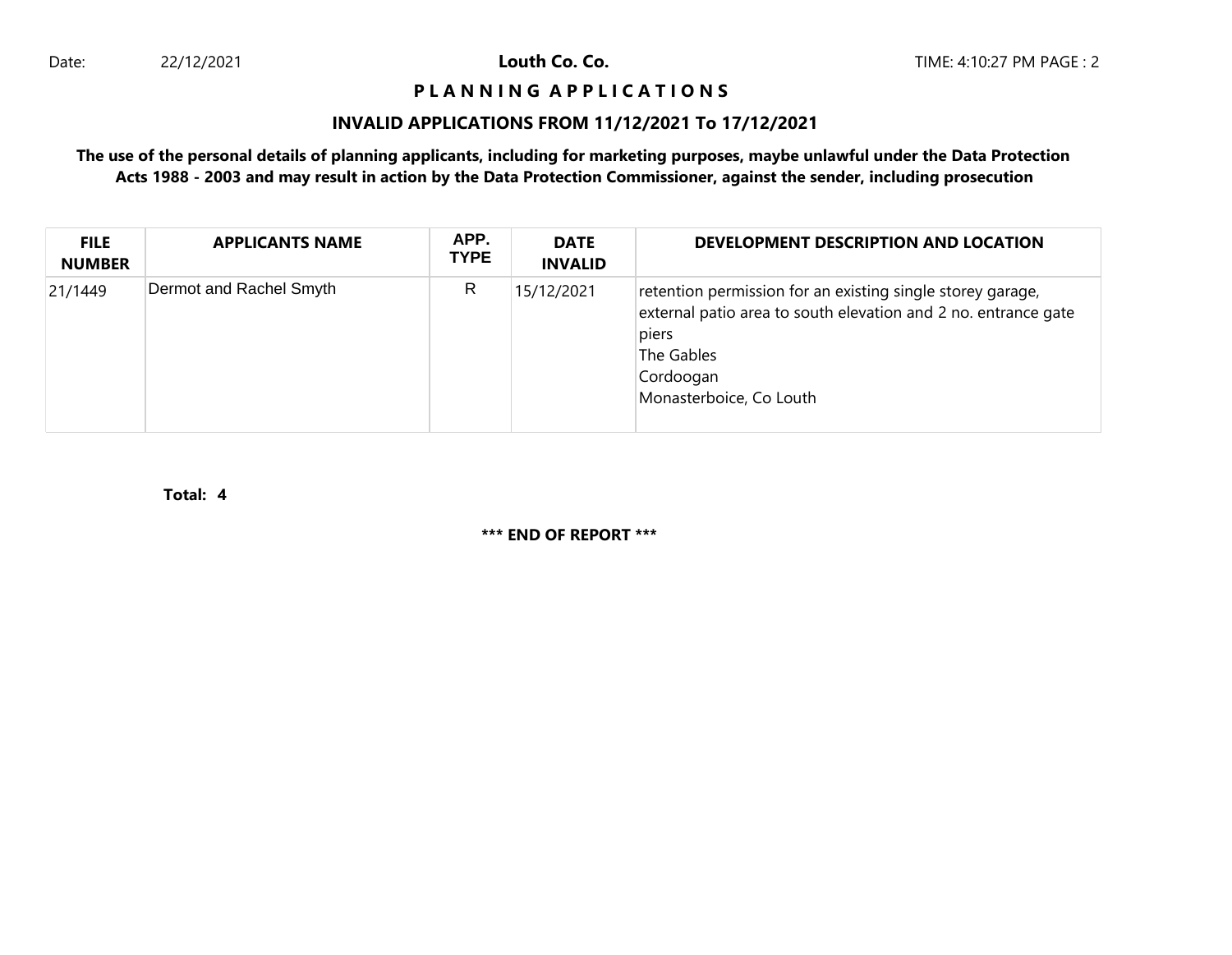Date: 22/12/2021 **Louth Co. Co.** TIME: 4:10:27 PM PAGE : 2

# P L A N N I N G A P P L I C A T I O N S

## INVALID APPLICATIONS FROM 11/12/2021 To 17/12/2021

**The use of the personal details of planning applicants, including for marketing purposes, maybe unlawful under the Data Protection Acts 1988 - 2003 and may result in action by the Data Protection Commissioner, against the sender, including prosecution**

| FILE NUMBER | APPLICANTS NAME | APP. TYPE | DATE INVALID | DEVELOPMENT DESCRIPTION AND LOCATION |
|---|---|---|---|---|
| 21/1449 | Dermot and Rachel Smyth | R | 15/12/2021 | retention permission for an existing single storey garage, external patio area to south elevation and 2 no. entrance gate piers<br>The Gables<br>Cordoogan<br>Monasterboice, Co Louth |

**Total: 4**

**\*\*\* END OF REPORT \*\*\***